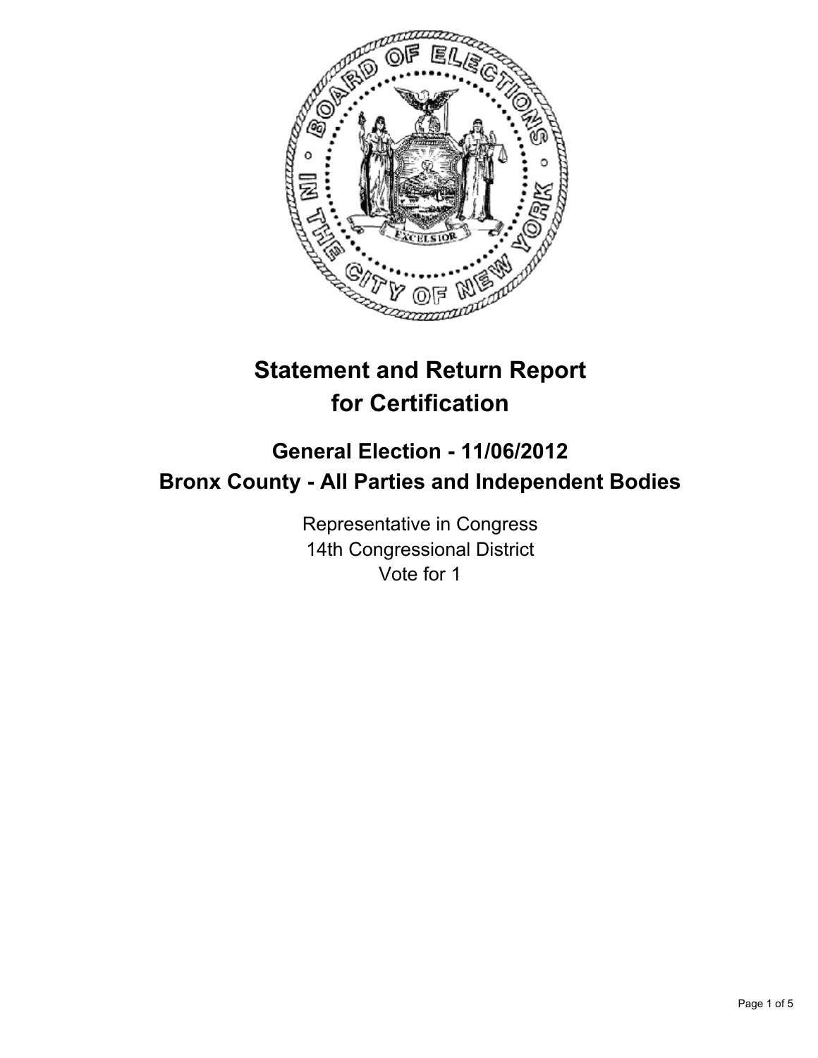# Statement and Return Report for Certification

## General Election - 11/06/2012
## Bronx County - All Parties and Independent Bodies

Representative in Congress
14th Congressional District
Vote for 1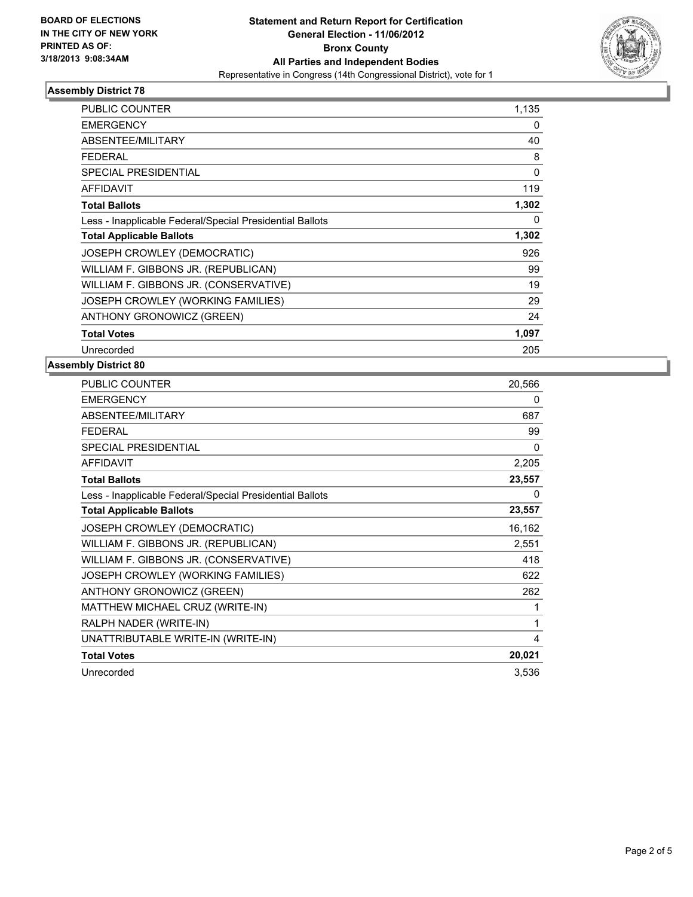**BOARD OF ELECTIONS IN THE CITY OF NEW YORK PRINTED AS OF: 3/18/2013 9:08:34AM**

**Statement and Return Report for Certification**
**General Election - 11/06/2012**
**Bronx County**
**All Parties and Independent Bodies**
Representative in Congress (14th Congressional District), vote for 1

### Assembly District 78

| | |
|---|---|
| PUBLIC COUNTER | 1,135 |
| EMERGENCY | 0 |
| ABSENTEE/MILITARY | 40 |
| FEDERAL | 8 |
| SPECIAL PRESIDENTIAL | 0 |
| AFFIDAVIT | 119 |
| **Total Ballots** | **1,302** |
| Less - Inapplicable Federal/Special Presidential Ballots | 0 |
| **Total Applicable Ballots** | **1,302** |
| JOSEPH CROWLEY (DEMOCRATIC) | 926 |
| WILLIAM F. GIBBONS JR. (REPUBLICAN) | 99 |
| WILLIAM F. GIBBONS JR. (CONSERVATIVE) | 19 |
| JOSEPH CROWLEY (WORKING FAMILIES) | 29 |
| ANTHONY GRONOWICZ (GREEN) | 24 |
| **Total Votes** | **1,097** |
| Unrecorded | 205 |

### Assembly District 80

| | |
|---|---|
| PUBLIC COUNTER | 20,566 |
| EMERGENCY | 0 |
| ABSENTEE/MILITARY | 687 |
| FEDERAL | 99 |
| SPECIAL PRESIDENTIAL | 0 |
| AFFIDAVIT | 2,205 |
| **Total Ballots** | **23,557** |
| Less - Inapplicable Federal/Special Presidential Ballots | 0 |
| **Total Applicable Ballots** | **23,557** |
| JOSEPH CROWLEY (DEMOCRATIC) | 16,162 |
| WILLIAM F. GIBBONS JR. (REPUBLICAN) | 2,551 |
| WILLIAM F. GIBBONS JR. (CONSERVATIVE) | 418 |
| JOSEPH CROWLEY (WORKING FAMILIES) | 622 |
| ANTHONY GRONOWICZ (GREEN) | 262 |
| MATTHEW MICHAEL CRUZ (WRITE-IN) | 1 |
| RALPH NADER (WRITE-IN) | 1 |
| UNATTRIBUTABLE WRITE-IN (WRITE-IN) | 4 |
| **Total Votes** | **20,021** |
| Unrecorded | 3,536 |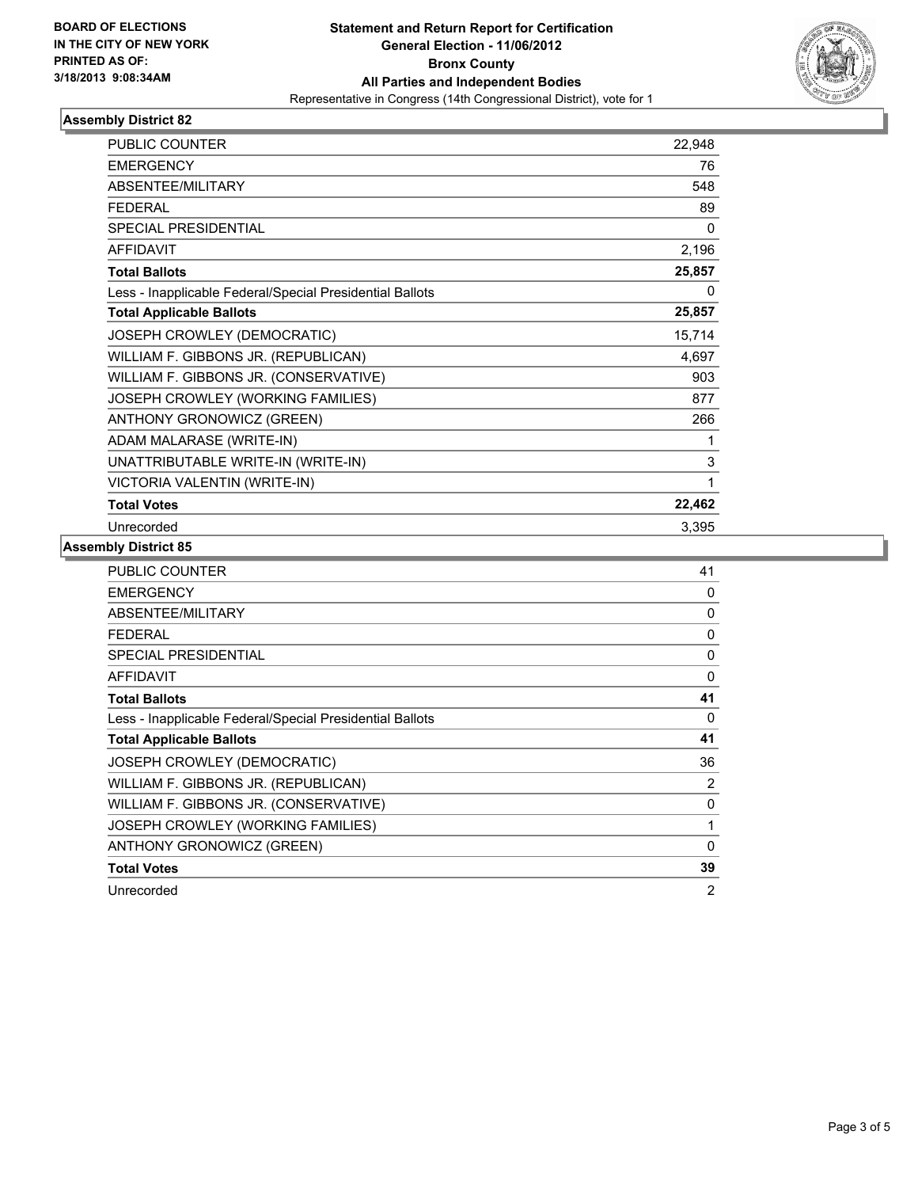**BOARD OF ELECTIONS IN THE CITY OF NEW YORK PRINTED AS OF: 3/18/2013 9:08:34AM**

# Statement and Return Report for Certification
## General Election - 11/06/2012
## Bronx County
## All Parties and Independent Bodies
Representative in Congress (14th Congressional District), vote for 1

### Assembly District 82

| | |
|---|---|
| PUBLIC COUNTER | 22,948 |
| EMERGENCY | 76 |
| ABSENTEE/MILITARY | 548 |
| FEDERAL | 89 |
| SPECIAL PRESIDENTIAL | 0 |
| AFFIDAVIT | 2,196 |
| **Total Ballots** | **25,857** |
| Less - Inapplicable Federal/Special Presidential Ballots | 0 |
| **Total Applicable Ballots** | **25,857** |
| JOSEPH CROWLEY (DEMOCRATIC) | 15,714 |
| WILLIAM F. GIBBONS JR. (REPUBLICAN) | 4,697 |
| WILLIAM F. GIBBONS JR. (CONSERVATIVE) | 903 |
| JOSEPH CROWLEY (WORKING FAMILIES) | 877 |
| ANTHONY GRONOWICZ (GREEN) | 266 |
| ADAM MALARASE (WRITE-IN) | 1 |
| UNATTRIBUTABLE WRITE-IN (WRITE-IN) | 3 |
| VICTORIA VALENTIN (WRITE-IN) | 1 |
| **Total Votes** | **22,462** |
| Unrecorded | 3,395 |

### Assembly District 85

| | |
|---|---|
| PUBLIC COUNTER | 41 |
| EMERGENCY | 0 |
| ABSENTEE/MILITARY | 0 |
| FEDERAL | 0 |
| SPECIAL PRESIDENTIAL | 0 |
| AFFIDAVIT | 0 |
| **Total Ballots** | **41** |
| Less - Inapplicable Federal/Special Presidential Ballots | 0 |
| **Total Applicable Ballots** | **41** |
| JOSEPH CROWLEY (DEMOCRATIC) | 36 |
| WILLIAM F. GIBBONS JR. (REPUBLICAN) | 2 |
| WILLIAM F. GIBBONS JR. (CONSERVATIVE) | 0 |
| JOSEPH CROWLEY (WORKING FAMILIES) | 1 |
| ANTHONY GRONOWICZ (GREEN) | 0 |
| **Total Votes** | **39** |
| Unrecorded | 2 |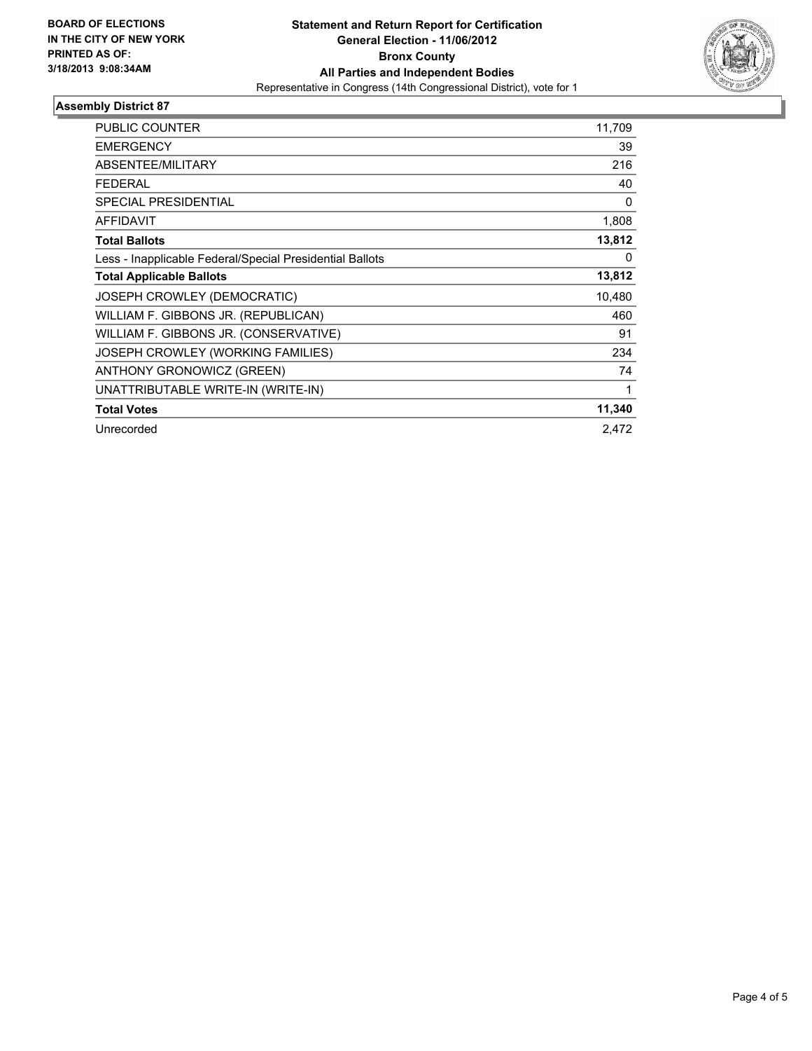**BOARD OF ELECTIONS IN THE CITY OF NEW YORK PRINTED AS OF: 3/18/2013 9:08:34AM**

# Statement and Return Report for Certification
## General Election - 11/06/2012
## Bronx County
## All Parties and Independent Bodies
Representative in Congress (14th Congressional District), vote for 1

### Assembly District 87

| | |
|---|---|
| PUBLIC COUNTER | 11,709 |
| EMERGENCY | 39 |
| ABSENTEE/MILITARY | 216 |
| FEDERAL | 40 |
| SPECIAL PRESIDENTIAL | 0 |
| AFFIDAVIT | 1,808 |
| **Total Ballots** | **13,812** |
| Less - Inapplicable Federal/Special Presidential Ballots | 0 |
| **Total Applicable Ballots** | **13,812** |
| JOSEPH CROWLEY (DEMOCRATIC) | 10,480 |
| WILLIAM F. GIBBONS JR. (REPUBLICAN) | 460 |
| WILLIAM F. GIBBONS JR. (CONSERVATIVE) | 91 |
| JOSEPH CROWLEY (WORKING FAMILIES) | 234 |
| ANTHONY GRONOWICZ (GREEN) | 74 |
| UNATTRIBUTABLE WRITE-IN (WRITE-IN) | 1 |
| **Total Votes** | **11,340** |
| Unrecorded | 2,472 |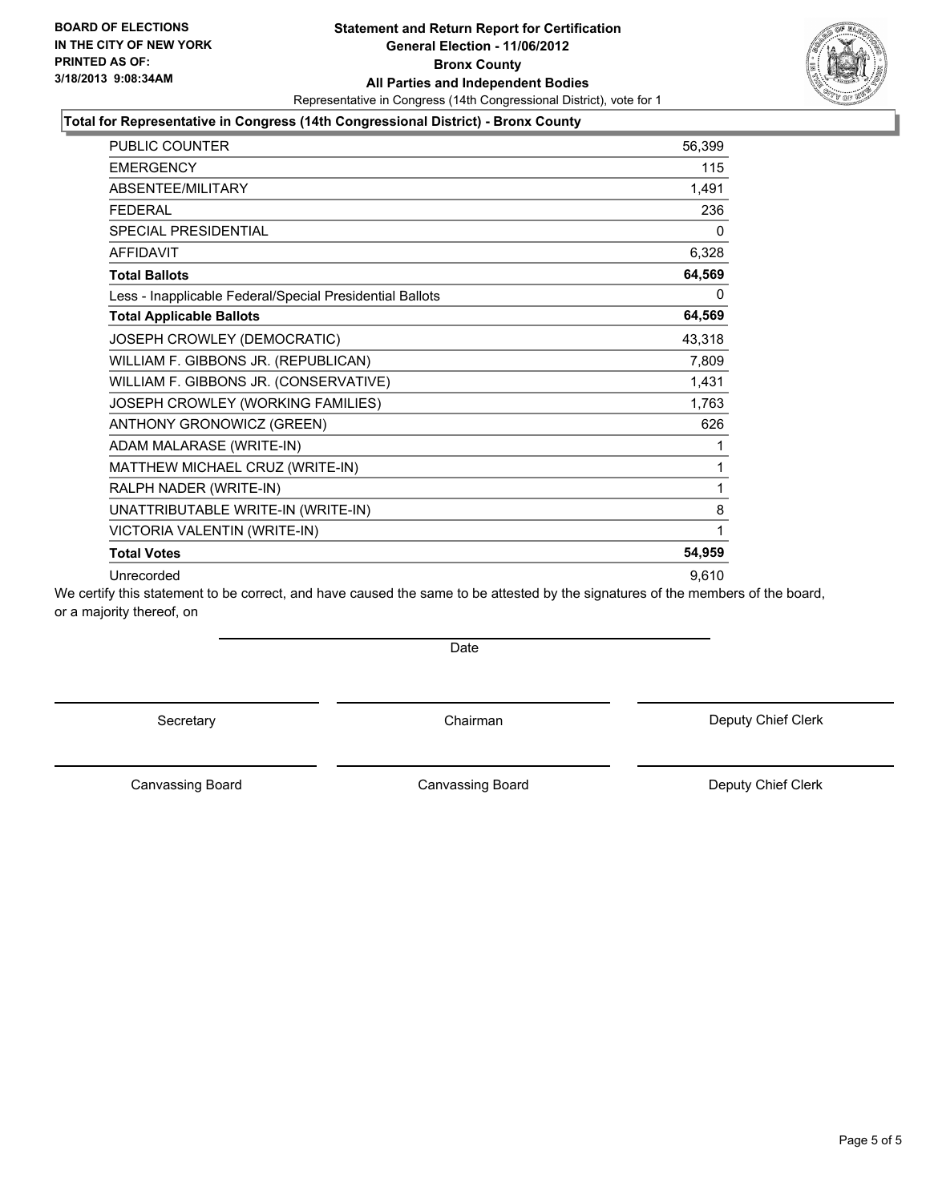**BOARD OF ELECTIONS IN THE CITY OF NEW YORK PRINTED AS OF: 3/18/2013 9:08:34AM**

**Statement and Return Report for Certification**
**General Election - 11/06/2012**
**Bronx County**
**All Parties and Independent Bodies**
Representative in Congress (14th Congressional District), vote for 1

**Total for Representative in Congress (14th Congressional District) - Bronx County**

| | |
|---|---|
| PUBLIC COUNTER | 56,399 |
| EMERGENCY | 115 |
| ABSENTEE/MILITARY | 1,491 |
| FEDERAL | 236 |
| SPECIAL PRESIDENTIAL | 0 |
| AFFIDAVIT | 6,328 |
| **Total Ballots** | **64,569** |
| Less - Inapplicable Federal/Special Presidential Ballots | 0 |
| **Total Applicable Ballots** | **64,569** |
| JOSEPH CROWLEY (DEMOCRATIC) | 43,318 |
| WILLIAM F. GIBBONS JR. (REPUBLICAN) | 7,809 |
| WILLIAM F. GIBBONS JR. (CONSERVATIVE) | 1,431 |
| JOSEPH CROWLEY (WORKING FAMILIES) | 1,763 |
| ANTHONY GRONOWICZ (GREEN) | 626 |
| ADAM MALARASE (WRITE-IN) | 1 |
| MATTHEW MICHAEL CRUZ (WRITE-IN) | 1 |
| RALPH NADER (WRITE-IN) | 1 |
| UNATTRIBUTABLE WRITE-IN (WRITE-IN) | 8 |
| VICTORIA VALENTIN (WRITE-IN) | 1 |
| **Total Votes** | **54,959** |
| Unrecorded | 9,610 |

We certify this statement to be correct, and have caused the same to be attested by the signatures of the members of the board, or a majority thereof, on

Date

Secretary | Chairman | Deputy Chief Clerk

Canvassing Board | Canvassing Board | Deputy Chief Clerk